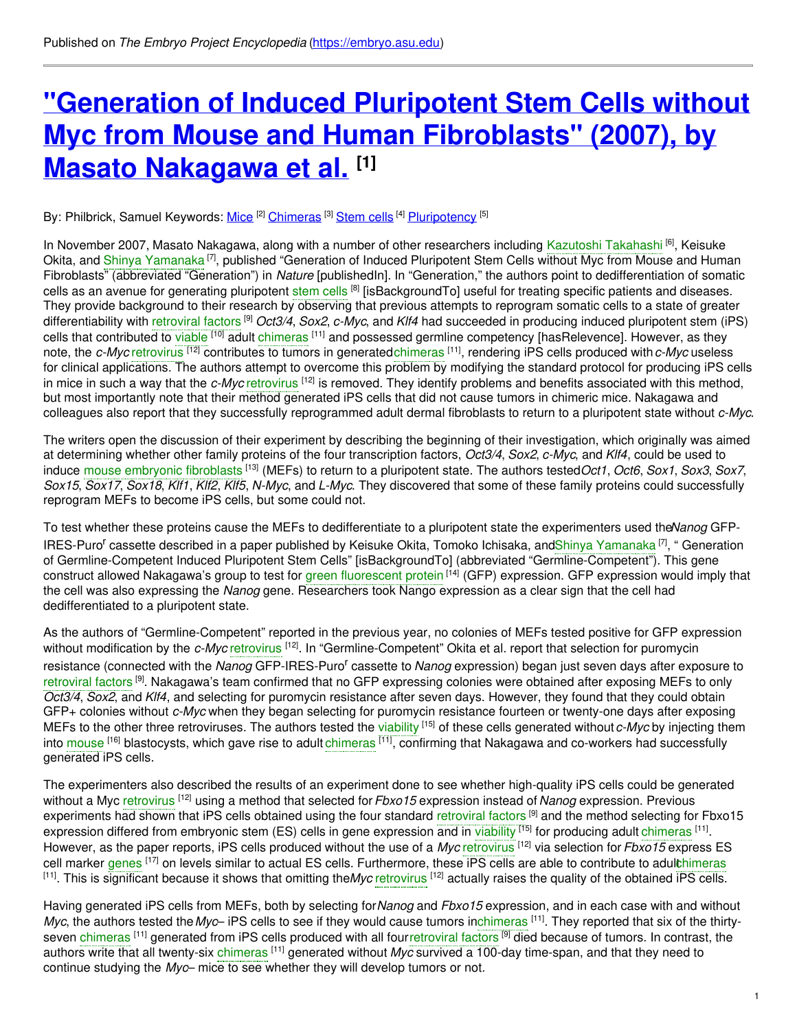Published on *The Embryo Project Encyclopedia* (https://embryo.asu.edu)

# "Generation of Induced Pluripotent Stem Cells without Myc from Mouse and Human Fibroblasts" (2007), by Masato Nakagawa et al. [1]

By: Philbrick, Samuel Keywords: Mice [2] Chimeras [3] Stem cells [4] Pluripotency [5]

In November 2007, Masato Nakagawa, along with a number of other researchers including Kazutoshi Takahashi [6], Keisuke Okita, and Shinya Yamanaka [7], published "Generation of Induced Pluripotent Stem Cells without Myc from Mouse and Human Fibroblasts" (abbreviated "Generation") in *Nature* [publishedIn]. In "Generation," the authors point to dedifferentiation of somatic cells as an avenue for generating pluripotent stem cells [8] [isBackgroundTo] useful for treating specific patients and diseases. They provide background to their research by observing that previous attempts to reprogram somatic cells to a state of greater differentiability with retroviral factors [9] *Oct3/4*, *Sox2*, *c-Myc*, and *Klf4* had succeeded in producing induced pluripotent stem (iPS) cells that contributed to viable [10] adult chimeras [11] and possessed germline competency [hasRelevence]. However, as they note, the *c-Myc* retrovirus [12] contributes to tumors in generated chimeras [11], rendering iPS cells produced with *c-Myc* useless for clinical applications. The authors attempt to overcome this problem by modifying the standard protocol for producing iPS cells in mice in such a way that the *c-Myc* retrovirus [12] is removed. They identify problems and benefits associated with this method, but most importantly note that their method generated iPS cells that did not cause tumors in chimeric mice. Nakagawa and colleagues also report that they successfully reprogrammed adult dermal fibroblasts to return to a pluripotent state without *c-Myc*.

The writers open the discussion of their experiment by describing the beginning of their investigation, which originally was aimed at determining whether other family proteins of the four transcription factors, *Oct3/4*, *Sox2*, *c-Myc*, and *Klf4*, could be used to induce mouse embryonic fibroblasts [13] (MEFs) to return to a pluripotent state. The authors tested *Oct1*, *Oct6*, *Sox1*, *Sox3*, *Sox7*, *Sox15*, *Sox17*, *Sox18*, *Klf1*, *Klf2*, *Klf5*, *N-Myc*, and *L-Myc*. They discovered that some of these family proteins could successfully reprogram MEFs to become iPS cells, but some could not.

To test whether these proteins cause the MEFs to dedifferentiate to a pluripotent state the experimenters used the *Nanog* GFP-IRES-Puro$^r$ cassette described in a paper published by Keisuke Okita, Tomoko Ichisaka, and Shinya Yamanaka [7], " Generation of Germline-Competent Induced Pluripotent Stem Cells" [isBackgroundTo] (abbreviated "Germline-Competent"). This gene construct allowed Nakagawa's group to test for green fluorescent protein [14] (GFP) expression. GFP expression would imply that the cell was also expressing the *Nanog* gene. Researchers took Nango expression as a clear sign that the cell had dedifferentiated to a pluripotent state.

As the authors of "Germline-Competent" reported in the previous year, no colonies of MEFs tested positive for GFP expression without modification by the *c-Myc* retrovirus [12]. In "Germline-Competent" Okita et al. report that selection for puromycin resistance (connected with the *Nanog* GFP-IRES-Puro$^r$ cassette to *Nanog* expression) began just seven days after exposure to retroviral factors [9]. Nakagawa's team confirmed that no GFP expressing colonies were obtained after exposing MEFs to only *Oct3/4*, *Sox2*, and *Klf4*, and selecting for puromycin resistance after seven days. However, they found that they could obtain GFP+ colonies without *c-Myc* when they began selecting for puromycin resistance fourteen or twenty-one days after exposing MEFs to the other three retroviruses. The authors tested the viability [15] of these cells generated without *c-Myc* by injecting them into mouse [16] blastocysts, which gave rise to adult chimeras [11], confirming that Nakagawa and co-workers had successfully generated iPS cells.

The experimenters also described the results of an experiment done to see whether high-quality iPS cells could be generated without a Myc retrovirus [12] using a method that selected for *Fbxo15* expression instead of *Nanog* expression. Previous experiments had shown that iPS cells obtained using the four standard retroviral factors [9] and the method selecting for Fbxo15 expression differed from embryonic stem (ES) cells in gene expression and in viability [15] for producing adult chimeras [11]. However, as the paper reports, iPS cells produced without the use of a *Myc* retrovirus [12] via selection for *Fbxo15* express ES cell marker genes [17] on levels similar to actual ES cells. Furthermore, these iPS cells are able to contribute to adult chimeras [11]. This is significant because it shows that omitting the *Myc* retrovirus [12] actually raises the quality of the obtained iPS cells.

Having generated iPS cells from MEFs, both by selecting for *Nanog* and *Fbxo15* expression, and in each case with and without *Myc*, the authors tested the *Myc*– iPS cells to see if they would cause tumors in chimeras [11]. They reported that six of the thirty-seven chimeras [11] generated from iPS cells produced with all four retroviral factors [9] died because of tumors. In contrast, the authors write that all twenty-six chimeras [11] generated without *Myc* survived a 100-day time-span, and that they need to continue studying the *Myc*– mice to see whether they will develop tumors or not.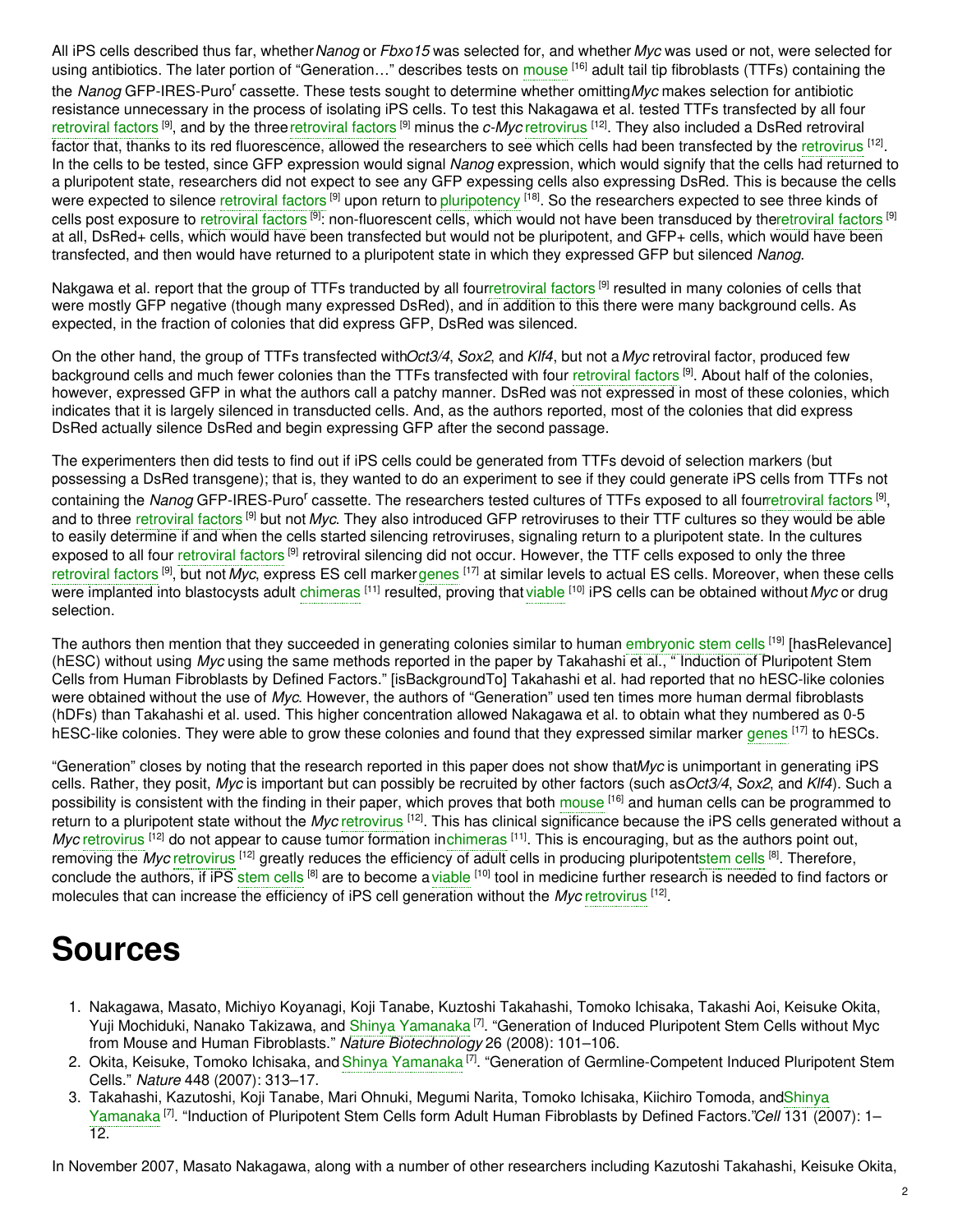All iPS cells described thus far, whether *Nanog* or *Fbxo15* was selected for, and whether *Myc* was used or not, were selected for using antibiotics. The later portion of "Generation…" describes tests on mouse [16] adult tail tip fibroblasts (TTFs) containing the the *Nanog* GFP-IRES-Puro$^r$ cassette. These tests sought to determine whether omitting *Myc* makes selection for antibiotic resistance unnecessary in the process of isolating iPS cells. To test this Nakagawa et al. tested TTFs transfected by all four retroviral factors [9], and by the three retroviral factors [9] minus the *c-Myc* retrovirus [12]. They also included a DsRed retroviral factor that, thanks to its red fluorescence, allowed the researchers to see which cells had been transfected by the retrovirus [12]. In the cells to be tested, since GFP expression would signal *Nanog* expression, which would signify that the cells had returned to a pluripotent state, researchers did not expect to see any GFP expessing cells also expressing DsRed. This is because the cells were expected to silence retroviral factors [9] upon return to pluripotency [18]. So the researchers expected to see three kinds of cells post exposure to retroviral factors [9]: non-fluorescent cells, which would not have been transduced by the retroviral factors [9] at all, DsRed+ cells, which would have been transfected but would not be pluripotent, and GFP+ cells, which would have been transfected, and then would have returned to a pluripotent state in which they expressed GFP but silenced *Nanog*.

Nakgawa et al. report that the group of TTFs tranducted by all four retroviral factors [9] resulted in many colonies of cells that were mostly GFP negative (though many expressed DsRed), and in addition to this there were many background cells. As expected, in the fraction of colonies that did express GFP, DsRed was silenced.

On the other hand, the group of TTFs transfected with *Oct3/4*, *Sox2*, and *Klf4*, but not a *Myc* retroviral factor, produced few background cells and much fewer colonies than the TTFs transfected with four retroviral factors [9]. About half of the colonies, however, expressed GFP in what the authors call a patchy manner. DsRed was not expressed in most of these colonies, which indicates that it is largely silenced in transducted cells. And, as the authors reported, most of the colonies that did express DsRed actually silence DsRed and begin expressing GFP after the second passage.

The experimenters then did tests to find out if iPS cells could be generated from TTFs devoid of selection markers (but possessing a DsRed transgene); that is, they wanted to do an experiment to see if they could generate iPS cells from TTFs not containing the *Nanog* GFP-IRES-Puro$^r$ cassette. The researchers tested cultures of TTFs exposed to all four retroviral factors [9], and to three retroviral factors [9] but not *Myc*. They also introduced GFP retroviruses to their TTF cultures so they would be able to easily determine if and when the cells started silencing retroviruses, signaling return to a pluripotent state. In the cultures exposed to all four retroviral factors [9] retroviral silencing did not occur. However, the TTF cells exposed to only the three retroviral factors [9], but not *Myc*, express ES cell marker genes [17] at similar levels to actual ES cells. Moreover, when these cells were implanted into blastocysts adult chimeras [11] resulted, proving that viable [10] iPS cells can be obtained without *Myc* or drug selection.

The authors then mention that they succeeded in generating colonies similar to human embryonic stem cells [19] [hasRelevance] (hESC) without using *Myc* using the same methods reported in the paper by Takahashi et al., " Induction of Pluripotent Stem Cells from Human Fibroblasts by Defined Factors." [isBackgroundTo] Takahashi et al. had reported that no hESC-like colonies were obtained without the use of *Myc*. However, the authors of "Generation" used ten times more human dermal fibroblasts (hDFs) than Takahashi et al. used. This higher concentration allowed Nakagawa et al. to obtain what they numbered as 0-5 hESC-like colonies. They were able to grow these colonies and found that they expressed similar marker genes [17] to hESCs.

"Generation" closes by noting that the research reported in this paper does not show that *Myc* is unimportant in generating iPS cells. Rather, they posit, *Myc* is important but can possibly be recruited by other factors (such as *Oct3/4*, *Sox2*, and *Klf4*). Such a possibility is consistent with the finding in their paper, which proves that both mouse [16] and human cells can be programmed to return to a pluripotent state without the *Myc* retrovirus [12]. This has clinical significance because the iPS cells generated without a *Myc* retrovirus [12] do not appear to cause tumor formation in chimeras [11]. This is encouraging, but as the authors point out, removing the *Myc* retrovirus [12] greatly reduces the efficiency of adult cells in producing pluripotent stem cells [8]. Therefore, conclude the authors, if iPS stem cells [8] are to become a viable [10] tool in medicine further research is needed to find factors or molecules that can increase the efficiency of iPS cell generation without the *Myc* retrovirus [12].

# Sources

1. Nakagawa, Masato, Michiyo Koyanagi, Koji Tanabe, Kuztoshi Takahashi, Tomoko Ichisaka, Takashi Aoi, Keisuke Okita, Yuji Mochiduki, Nanako Takizawa, and Shinya Yamanaka [7]. "Generation of Induced Pluripotent Stem Cells without Myc from Mouse and Human Fibroblasts." *Nature Biotechnology* 26 (2008): 101–106.
2. Okita, Keisuke, Tomoko Ichisaka, and Shinya Yamanaka [7]. "Generation of Germline-Competent Induced Pluripotent Stem Cells." *Nature* 448 (2007): 313–17.
3. Takahashi, Kazutoshi, Koji Tanabe, Mari Ohnuki, Megumi Narita, Tomoko Ichisaka, Kiichiro Tomoda, and Shinya Yamanaka [7]. "Induction of Pluripotent Stem Cells form Adult Human Fibroblasts by Defined Factors." *Cell* 131 (2007): 1–12.

In November 2007, Masato Nakagawa, along with a number of other researchers including Kazutoshi Takahashi, Keisuke Okita,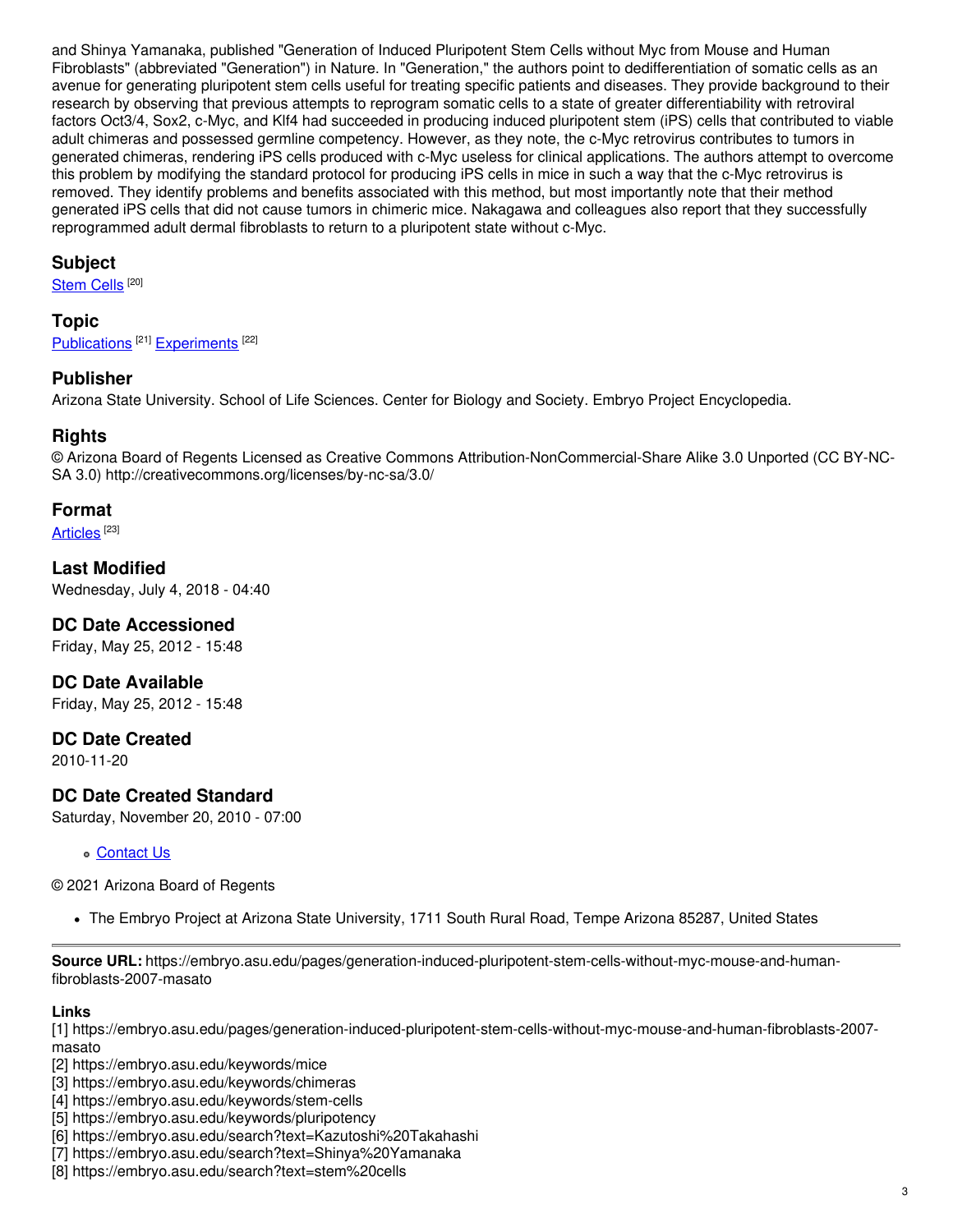and Shinya Yamanaka, published "Generation of Induced Pluripotent Stem Cells without Myc from Mouse and Human Fibroblasts" (abbreviated "Generation") in Nature. In "Generation," the authors point to dedifferentiation of somatic cells as an avenue for generating pluripotent stem cells useful for treating specific patients and diseases. They provide background to their research by observing that previous attempts to reprogram somatic cells to a state of greater differentiability with retroviral factors Oct3/4, Sox2, c-Myc, and Klf4 had succeeded in producing induced pluripotent stem (iPS) cells that contributed to viable adult chimeras and possessed germline competency. However, as they note, the c-Myc retrovirus contributes to tumors in generated chimeras, rendering iPS cells produced with c-Myc useless for clinical applications. The authors attempt to overcome this problem by modifying the standard protocol for producing iPS cells in mice in such a way that the c-Myc retrovirus is removed. They identify problems and benefits associated with this method, but most importantly note that their method generated iPS cells that did not cause tumors in chimeric mice. Nakagawa and colleagues also report that they successfully reprogrammed adult dermal fibroblasts to return to a pluripotent state without c-Myc.

### Subject

Stem Cells [20]

### Topic

Publications [21] Experiments [22]

### Publisher

Arizona State University. School of Life Sciences. Center for Biology and Society. Embryo Project Encyclopedia.

### Rights

© Arizona Board of Regents Licensed as Creative Commons Attribution-NonCommercial-Share Alike 3.0 Unported (CC BY-NC-SA 3.0) http://creativecommons.org/licenses/by-nc-sa/3.0/

### Format

Articles [23]

### Last Modified

Wednesday, July 4, 2018 - 04:40

### DC Date Accessioned

Friday, May 25, 2012 - 15:48

### DC Date Available

Friday, May 25, 2012 - 15:48

### DC Date Created

2010-11-20

### DC Date Created Standard

Saturday, November 20, 2010 - 07:00

- Contact Us

© 2021 Arizona Board of Regents

- The Embryo Project at Arizona State University, 1711 South Rural Road, Tempe Arizona 85287, United States

---

**Source URL:** https://embryo.asu.edu/pages/generation-induced-pluripotent-stem-cells-without-myc-mouse-and-human-fibroblasts-2007-masato

**Links**

[1] https://embryo.asu.edu/pages/generation-induced-pluripotent-stem-cells-without-myc-mouse-and-human-fibroblasts-2007-masato
[2] https://embryo.asu.edu/keywords/mice
[3] https://embryo.asu.edu/keywords/chimeras
[4] https://embryo.asu.edu/keywords/stem-cells
[5] https://embryo.asu.edu/keywords/pluripotency
[6] https://embryo.asu.edu/search?text=Kazutoshi%20Takahashi
[7] https://embryo.asu.edu/search?text=Shinya%20Yamanaka
[8] https://embryo.asu.edu/search?text=stem%20cells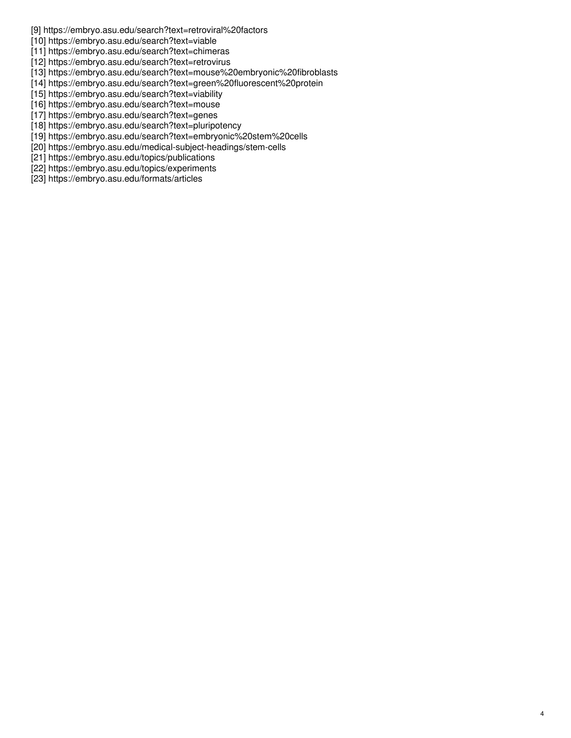[9] https://embryo.asu.edu/search?text=retroviral%20factors
[10] https://embryo.asu.edu/search?text=viable
[11] https://embryo.asu.edu/search?text=chimeras
[12] https://embryo.asu.edu/search?text=retrovirus
[13] https://embryo.asu.edu/search?text=mouse%20embryonic%20fibroblasts
[14] https://embryo.asu.edu/search?text=green%20fluorescent%20protein
[15] https://embryo.asu.edu/search?text=viability
[16] https://embryo.asu.edu/search?text=mouse
[17] https://embryo.asu.edu/search?text=genes
[18] https://embryo.asu.edu/search?text=pluripotency
[19] https://embryo.asu.edu/search?text=embryonic%20stem%20cells
[20] https://embryo.asu.edu/medical-subject-headings/stem-cells
[21] https://embryo.asu.edu/topics/publications
[22] https://embryo.asu.edu/topics/experiments
[23] https://embryo.asu.edu/formats/articles